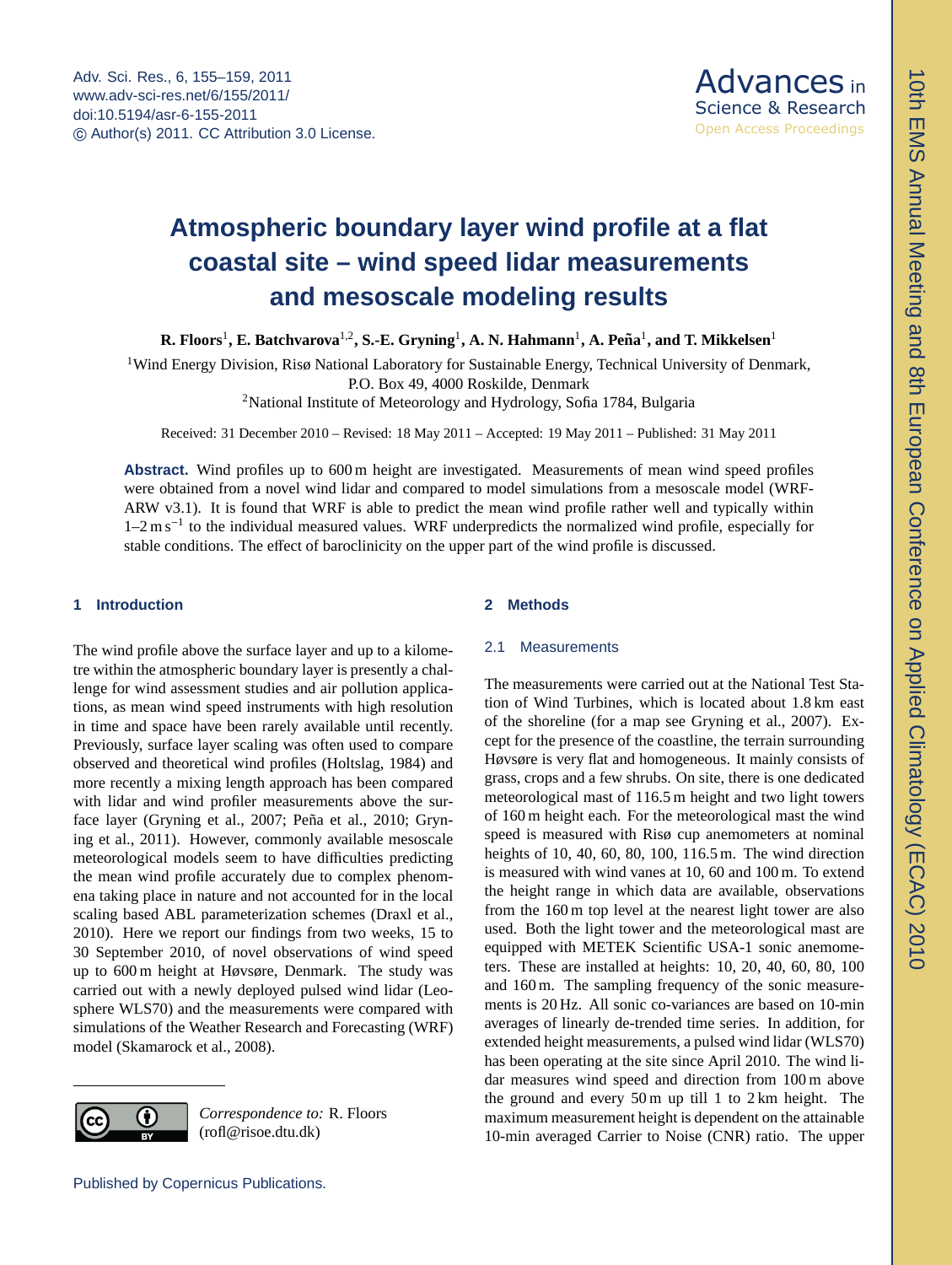# Atmospheric boundary layer wind profile at a flat coastal site – wind speed lidar measurements and mesoscale modeling results

**R. Floors**[1], **E. Batchvarova**[1,2], **S.-E. Gryning**[1], **A. N. Hahmann**[1], **A. Peña**[1], **and T. Mikkelsen**[1]

[1]Wind Energy Division, Risø National Laboratory for Sustainable Energy, Technical University of Denmark, P.O. Box 49, 4000 Roskilde, Denmark

[2]National Institute of Meteorology and Hydrology, Sofia 1784, Bulgaria

Received: 31 December 2010 – Revised: 18 May 2011 – Accepted: 19 May 2011 – Published: 31 May 2011

**Abstract.** Wind profiles up to 600 m height are investigated. Measurements of mean wind speed profiles were obtained from a novel wind lidar and compared to model simulations from a mesoscale model (WRF-ARW v3.1). It is found that WRF is able to predict the mean wind profile rather well and typically within 1–2 $\mathrm{m\,s^{-1}}$ to the individual measured values. WRF underpredicts the normalized wind profile, especially for stable conditions. The effect of baroclinicity on the upper part of the wind profile is discussed.

## 1 Introduction

The wind profile above the surface layer and up to a kilometre within the atmospheric boundary layer is presently a challenge for wind assessment studies and air pollution applications, as mean wind speed instruments with high resolution in time and space have been rarely available until recently. Previously, surface layer scaling was often used to compare observed and theoretical wind profiles (Holtslag, 1984) and more recently a mixing length approach has been compared with lidar and wind profiler measurements above the surface layer (Gryning et al., 2007; Peña et al., 2010; Gryning et al., 2011). However, commonly available mesoscale meteorological models seem to have difficulties predicting the mean wind profile accurately due to complex phenomena taking place in nature and not accounted for in the local scaling based ABL parameterization schemes (Draxl et al., 2010). Here we report our findings from two weeks, 15 to 30 September 2010, of novel observations of wind speed up to 600 m height at Høvsøre, Denmark. The study was carried out with a newly deployed pulsed wind lidar (Leosphere WLS70) and the measurements were compared with simulations of the Weather Research and Forecasting (WRF) model (Skamarock et al., 2008).

*Correspondence to:* R. Floors (rofl@risoe.dtu.dk)

## 2 Methods

### 2.1 Measurements

The measurements were carried out at the National Test Station of Wind Turbines, which is located about 1.8 km east of the shoreline (for a map see Gryning et al., 2007). Except for the presence of the coastline, the terrain surrounding Høvsøre is very flat and homogeneous. It mainly consists of grass, crops and a few shrubs. On site, there is one dedicated meteorological mast of 116.5 m height and two light towers of 160 m height each. For the meteorological mast the wind speed is measured with Risø cup anemometers at nominal heights of 10, 40, 60, 80, 100, 116.5 m. The wind direction is measured with wind vanes at 10, 60 and 100 m. To extend the height range in which data are available, observations from the 160 m top level at the nearest light tower are also used. Both the light tower and the meteorological mast are equipped with METEK Scientific USA-1 sonic anemometers. These are installed at heights: 10, 20, 40, 60, 80, 100 and 160 m. The sampling frequency of the sonic measurements is 20 Hz. All sonic co-variances are based on 10-min averages of linearly de-trended time series. In addition, for extended height measurements, a pulsed wind lidar (WLS70) has been operating at the site since April 2010. The wind lidar measures wind speed and direction from 100 m above the ground and every 50 m up till 1 to 2 km height. The maximum measurement height is dependent on the attainable 10-min averaged Carrier to Noise (CNR) ratio. The upper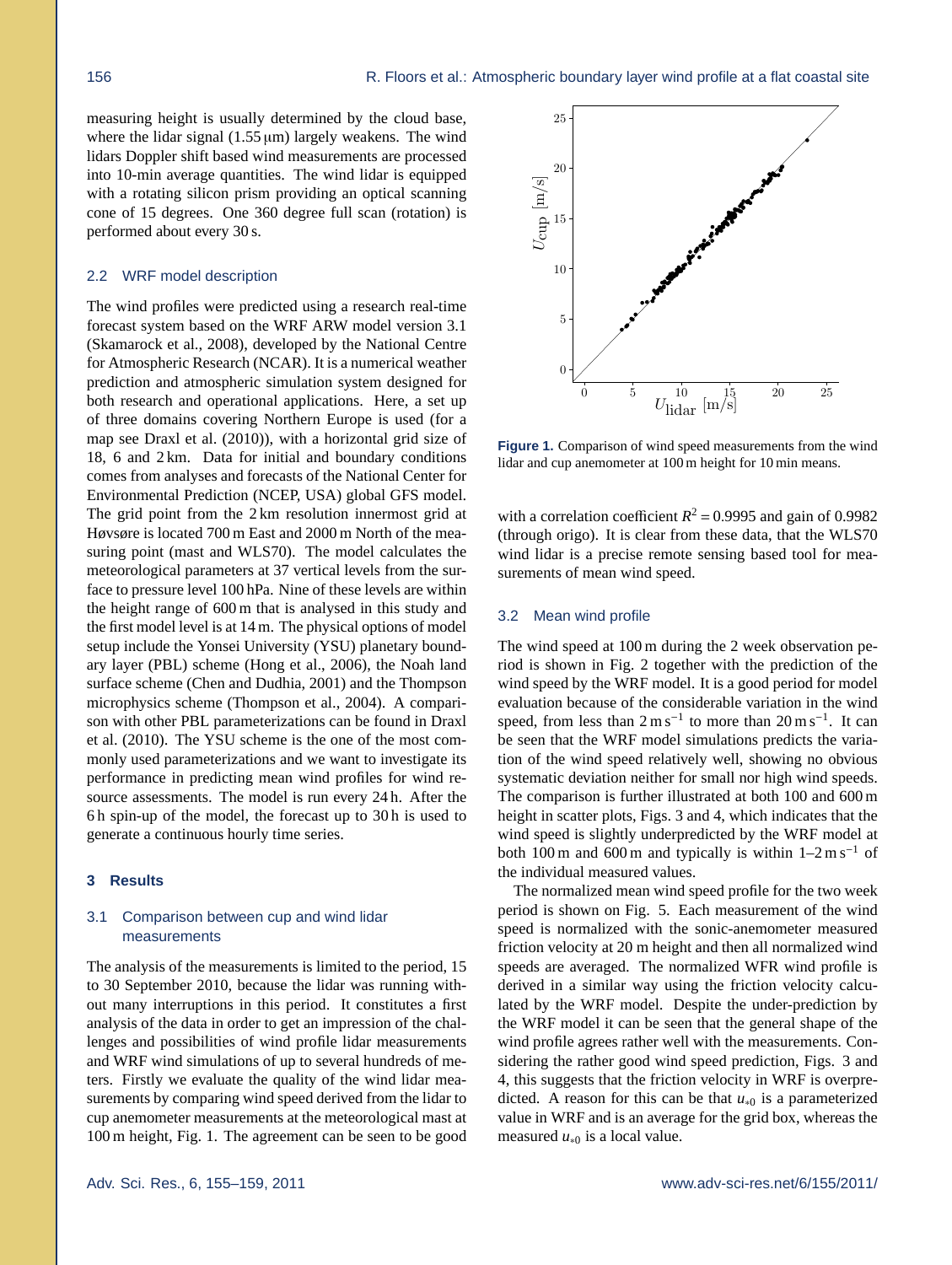measuring height is usually determined by the cloud base, where the lidar signal (1.55 μm) largely weakens. The wind lidars Doppler shift based wind measurements are processed into 10-min average quantities. The wind lidar is equipped with a rotating silicon prism providing an optical scanning cone of 15 degrees. One 360 degree full scan (rotation) is performed about every 30 s.

### 2.2 WRF model description

The wind profiles were predicted using a research real-time forecast system based on the WRF ARW model version 3.1 (Skamarock et al., 2008), developed by the National Centre for Atmospheric Research (NCAR). It is a numerical weather prediction and atmospheric simulation system designed for both research and operational applications. Here, a set up of three domains covering Northern Europe is used (for a map see Draxl et al. (2010)), with a horizontal grid size of 18, 6 and 2 km. Data for initial and boundary conditions comes from analyses and forecasts of the National Center for Environmental Prediction (NCEP, USA) global GFS model. The grid point from the 2 km resolution innermost grid at Høvsøre is located 700 m East and 2000 m North of the measuring point (mast and WLS70). The model calculates the meteorological parameters at 37 vertical levels from the surface to pressure level 100 hPa. Nine of these levels are within the height range of 600 m that is analysed in this study and the first model level is at 14 m. The physical options of model setup include the Yonsei University (YSU) planetary boundary layer (PBL) scheme (Hong et al., 2006), the Noah land surface scheme (Chen and Dudhia, 2001) and the Thompson microphysics scheme (Thompson et al., 2004). A comparison with other PBL parameterizations can be found in Draxl et al. (2010). The YSU scheme is the one of the most commonly used parameterizations and we want to investigate its performance in predicting mean wind profiles for wind resource assessments. The model is run every 24 h. After the 6 h spin-up of the model, the forecast up to 30 h is used to generate a continuous hourly time series.

## 3 Results

### 3.1 Comparison between cup and wind lidar measurements

The analysis of the measurements is limited to the period, 15 to 30 September 2010, because the lidar was running without many interruptions in this period. It constitutes a first analysis of the data in order to get an impression of the challenges and possibilities of wind profile lidar measurements and WRF wind simulations of up to several hundreds of meters. Firstly we evaluate the quality of the wind lidar measurements by comparing wind speed derived from the lidar to cup anemometer measurements at the meteorological mast at 100 m height, Fig. 1. The agreement can be seen to be good with a correlation coefficient $R^2 = 0.9995$ and gain of 0.9982 (through origo). It is clear from these data, that the WLS70 wind lidar is a precise remote sensing based tool for measurements of mean wind speed.

**Figure 1.** Comparison of wind speed measurements from the wind lidar and cup anemometer at 100 m height for 10 min means.

### 3.2 Mean wind profile

The wind speed at 100 m during the 2 week observation period is shown in Fig. 2 together with the prediction of the wind speed by the WRF model. It is a good period for model evaluation because of the considerable variation in the wind speed, from less than $2\,\mathrm{m\,s^{-1}}$ to more than $20\,\mathrm{m\,s^{-1}}$. It can be seen that the WRF model simulations predicts the variation of the wind speed relatively well, showing no obvious systematic deviation neither for small nor high wind speeds. The comparison is further illustrated at both 100 and 600 m height in scatter plots, Figs. 3 and 4, which indicates that the wind speed is slightly underpredicted by the WRF model at both 100 m and 600 m and typically is within $1$–$2\,\mathrm{m\,s^{-1}}$ of the individual measured values.

The normalized mean wind speed profile for the two week period is shown on Fig. 5. Each measurement of the wind speed is normalized with the sonic-anemometer measured friction velocity at 20 m height and then all normalized wind speeds are averaged. The normalized WFR wind profile is derived in a similar way using the friction velocity calculated by the WRF model. Despite the under-prediction by the WRF model it can be seen that the general shape of the wind profile agrees rather well with the measurements. Considering the rather good wind speed prediction, Figs. 3 and 4, this suggests that the friction velocity in WRF is overpredicted. A reason for this can be that $u_{*0}$ is a parameterized value in WRF and is an average for the grid box, whereas the measured $u_{*0}$ is a local value.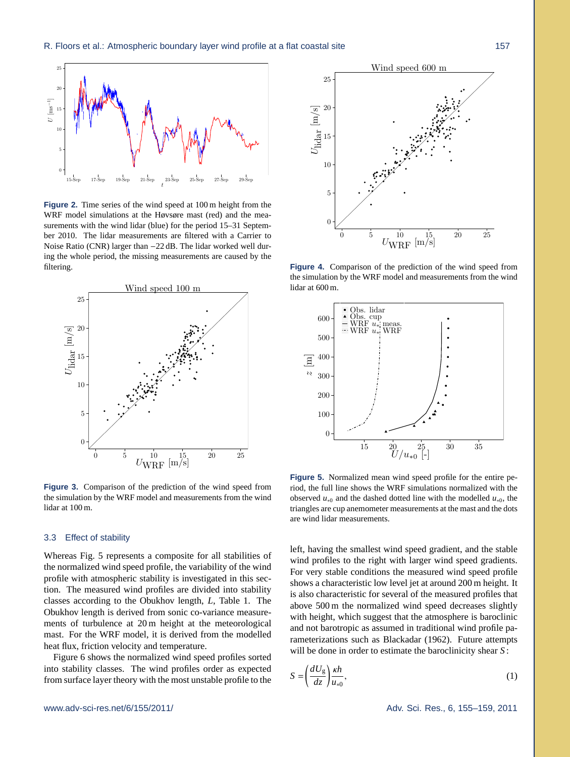**Figure 2.** Time series of the wind speed at 100 m height from the WRF model simulations at the Høvsøre mast (red) and the measurements with the wind lidar (blue) for the period 15–31 September 2010. The lidar measurements are filtered with a Carrier to Noise Ratio (CNR) larger than −22 dB. The lidar worked well during the whole period, the missing measurements are caused by the filtering.

**Figure 3.** Comparison of the prediction of the wind speed from the simulation by the WRF model and measurements from the wind lidar at 100 m.

**Figure 4.** Comparison of the prediction of the wind speed from the simulation by the WRF model and measurements from the wind lidar at 600 m.

**Figure 5.** Normalized mean wind speed profile for the entire period, the full line shows the WRF simulations normalized with the observed $u_{*0}$ and the dashed dotted line with the modelled $u_{*0}$, the triangles are cup anemometer measurements at the mast and the dots are wind lidar measurements.

### 3.3 Effect of stability

Whereas Fig. 5 represents a composite for all stabilities of the normalized wind speed profile, the variability of the wind profile with atmospheric stability is investigated in this section. The measured wind profiles are divided into stability classes according to the Obukhov length, $L$, Table 1. The Obukhov length is derived from sonic co-variance measurements of turbulence at 20 m height at the meteorological mast. For the WRF model, it is derived from the modelled heat flux, friction velocity and temperature.

Figure 6 shows the normalized wind speed profiles sorted into stability classes. The wind profiles order as expected from surface layer theory with the most unstable profile to the left, having the smallest wind speed gradient, and the stable wind profiles to the right with larger wind speed gradients. For very stable conditions the measured wind speed profile shows a characteristic low level jet at around 200 m height. It is also characteristic for several of the measured profiles that above 500 m the normalized wind speed decreases slightly with height, which suggest that the atmosphere is baroclinic and not barotropic as assumed in traditional wind profile parameterizations such as Blackadar (1962). Future attempts will be done in order to estimate the baroclinicity shear $S$:

$$S = \left(\frac{dU_{\mathrm{g}}}{dz}\right)\frac{\kappa h}{u_{*0}}, \tag{1}$$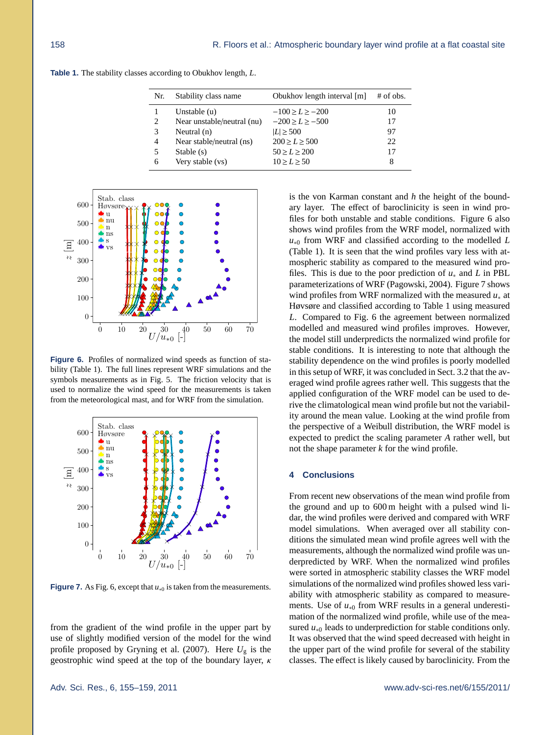**Table 1.** The stability classes according to Obukhov length, $L$.

| Nr. | Stability class name | Obukhov length interval [m] | # of obs. |
|---|---|---|---|
| 1 | Unstable (u) | $-100 \geq L \geq -200$ | 10 |
| 2 | Near unstable/neutral (nu) | $-200 \geq L \geq -500$ | 17 |
| 3 | Neutral (n) | $\lvert L \rvert \geq 500$ | 97 |
| 4 | Near stable/neutral (ns) | $200 \geq L \geq 500$ | 22 |
| 5 | Stable (s) | $50 \geq L \geq 200$ | 17 |
| 6 | Very stable (vs) | $10 \geq L \geq 50$ | 8 |

**Figure 6.** Profiles of normalized wind speeds as function of stability (Table 1). The full lines represent WRF simulations and the symbols measurements as in Fig. 5. The friction velocity that is used to normalize the wind speed for the measurements is taken from the meteorological mast, and for WRF from the simulation.

**Figure 7.** As Fig. 6, except that $u_{*0}$ is taken from the measurements.

from the gradient of the wind profile in the upper part by use of slightly modified version of the model for the wind profile proposed by Gryning et al. (2007). Here $U_g$ is the geostrophic wind speed at the top of the boundary layer, $\kappa$ is the von Karman constant and $h$ the height of the boundary layer. The effect of baroclinicity is seen in wind profiles for both unstable and stable conditions. Figure 6 also shows wind profiles from the WRF model, normalized with $u_{*0}$ from WRF and classified according to the modelled $L$ (Table 1). It is seen that the wind profiles vary less with atmospheric stability as compared to the measured wind profiles. This is due to the poor prediction of $u_*$ and $L$ in PBL parameterizations of WRF (Pagowski, 2004). Figure 7 shows wind profiles from WRF normalized with the measured $u_*$ at Høvsøre and classified according to Table 1 using measured $L$. Compared to Fig. 6 the agreement between normalized modelled and measured wind profiles improves. However, the model still underpredicts the normalized wind profile for stable conditions. It is interesting to note that although the stability dependence on the wind profiles is poorly modelled in this setup of WRF, it was concluded in Sect. 3.2 that the averaged wind profile agrees rather well. This suggests that the applied configuration of the WRF model can be used to derive the climatological mean wind profile but not the variability around the mean value. Looking at the wind profile from the perspective of a Weibull distribution, the WRF model is expected to predict the scaling parameter $A$ rather well, but not the shape parameter $k$ for the wind profile.

## 4 Conclusions

From recent new observations of the mean wind profile from the ground and up to 600 m height with a pulsed wind lidar, the wind profiles were derived and compared with WRF model simulations. When averaged over all stability conditions the simulated mean wind profile agrees well with the measurements, although the normalized wind profile was underpredicted by WRF. When the normalized wind profiles were sorted in atmospheric stability classes the WRF model simulations of the normalized wind profiles showed less variability with atmospheric stability as compared to measurements. Use of $u_{*0}$ from WRF results in a general underestimation of the normalized wind profile, while use of the measured $u_{*0}$ leads to underprediction for stable conditions only. It was observed that the wind speed decreased with height in the upper part of the wind profile for several of the stability classes. The effect is likely caused by baroclinicity. From the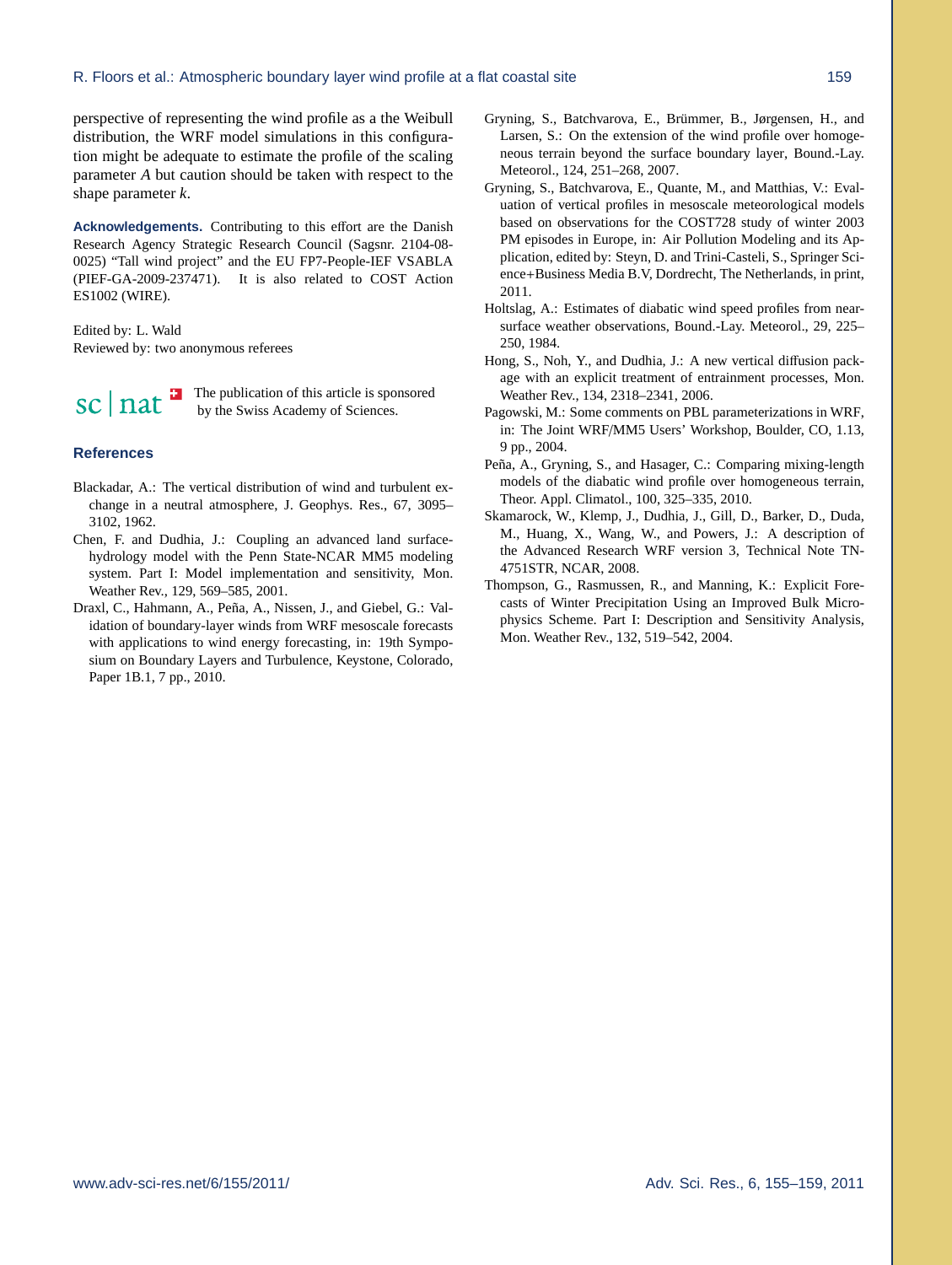perspective of representing the wind profile as a the Weibull distribution, the WRF model simulations in this configuration might be adequate to estimate the profile of the scaling parameter $A$ but caution should be taken with respect to the shape parameter $k$.

**Acknowledgements.** Contributing to this effort are the Danish Research Agency Strategic Research Council (Sagsnr. 2104-08-0025) "Tall wind project" and the EU FP7-People-IEF VSABLA (PIEF-GA-2009-237471). It is also related to COST Action ES1002 (WIRE).

Edited by: L. Wald
Reviewed by: two anonymous referees

sc | nat The publication of this article is sponsored by the Swiss Academy of Sciences.

## References

Blackadar, A.: The vertical distribution of wind and turbulent exchange in a neutral atmosphere, J. Geophys. Res., 67, 3095–3102, 1962.

Chen, F. and Dudhia, J.: Coupling an advanced land surface-hydrology model with the Penn State-NCAR MM5 modeling system. Part I: Model implementation and sensitivity, Mon. Weather Rev., 129, 569–585, 2001.

Draxl, C., Hahmann, A., Peña, A., Nissen, J., and Giebel, G.: Validation of boundary-layer winds from WRF mesoscale forecasts with applications to wind energy forecasting, in: 19th Symposium on Boundary Layers and Turbulence, Keystone, Colorado, Paper 1B.1, 7 pp., 2010.

Gryning, S., Batchvarova, E., Brümmer, B., Jørgensen, H., and Larsen, S.: On the extension of the wind profile over homogeneous terrain beyond the surface boundary layer, Bound.-Lay. Meteorol., 124, 251–268, 2007.

Gryning, S., Batchvarova, E., Quante, M., and Matthias, V.: Evaluation of vertical profiles in mesoscale meteorological models based on observations for the COST728 study of winter 2003 PM episodes in Europe, in: Air Pollution Modeling and its Application, edited by: Steyn, D. and Trini-Casteli, S., Springer Science+Business Media B.V, Dordrecht, The Netherlands, in print, 2011.

Holtslag, A.: Estimates of diabatic wind speed profiles from near-surface weather observations, Bound.-Lay. Meteorol., 29, 225–250, 1984.

Hong, S., Noh, Y., and Dudhia, J.: A new vertical diffusion package with an explicit treatment of entrainment processes, Mon. Weather Rev., 134, 2318–2341, 2006.

Pagowski, M.: Some comments on PBL parameterizations in WRF, in: The Joint WRF/MM5 Users' Workshop, Boulder, CO, 1.13, 9 pp., 2004.

Peña, A., Gryning, S., and Hasager, C.: Comparing mixing-length models of the diabatic wind profile over homogeneous terrain, Theor. Appl. Climatol., 100, 325–335, 2010.

Skamarock, W., Klemp, J., Dudhia, J., Gill, D., Barker, D., Duda, M., Huang, X., Wang, W., and Powers, J.: A description of the Advanced Research WRF version 3, Technical Note TN-4751STR, NCAR, 2008.

Thompson, G., Rasmussen, R., and Manning, K.: Explicit Forecasts of Winter Precipitation Using an Improved Bulk Microphysics Scheme. Part I: Description and Sensitivity Analysis, Mon. Weather Rev., 132, 519–542, 2004.